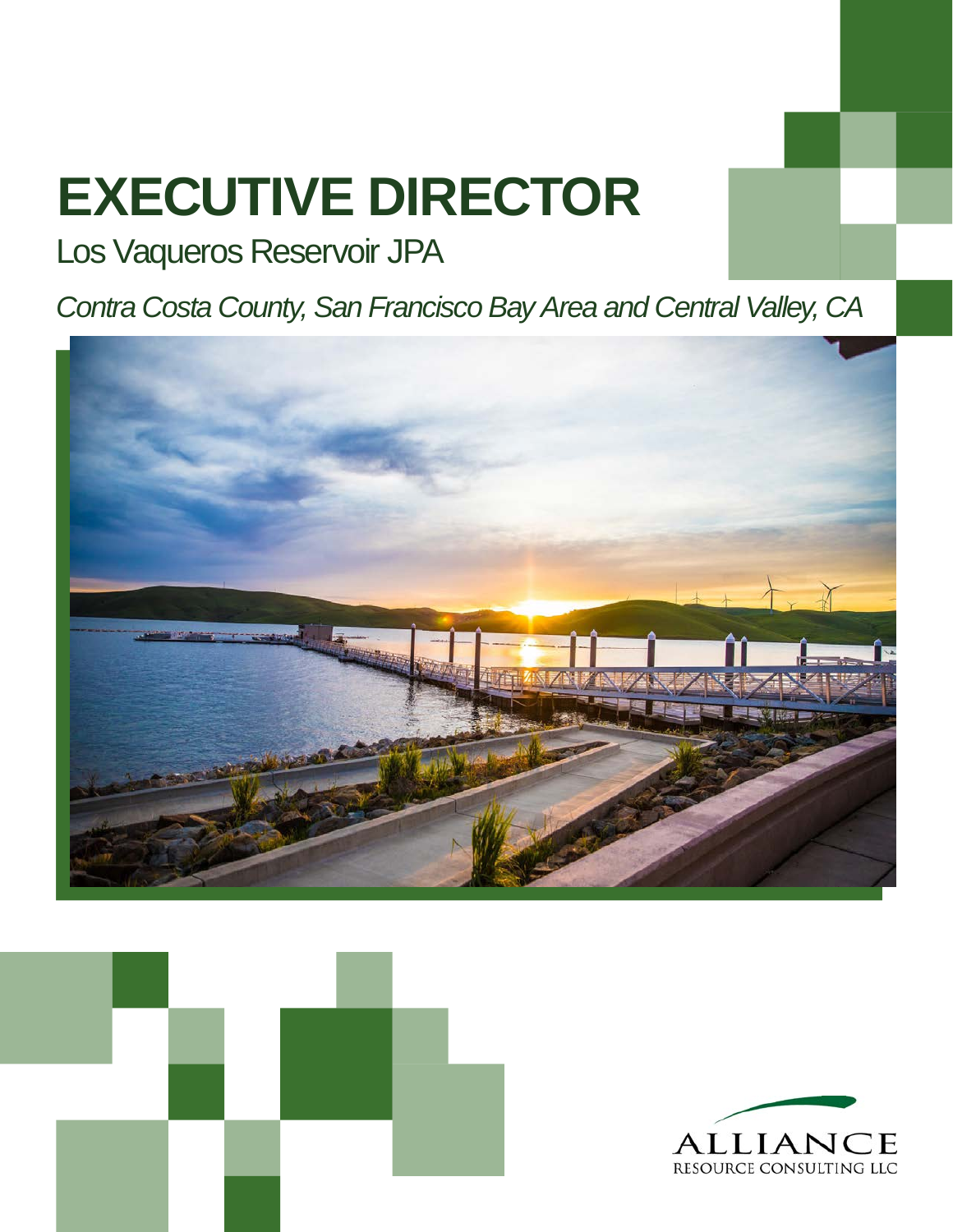# EXECUTIVE DIRECTOR

Los Vaqueros Reservoir JPA

*Contra Costa County, San Francisco Bay Area and Central Valley, CA*

ALLIANCE
RESOURCE CONSULTING LLC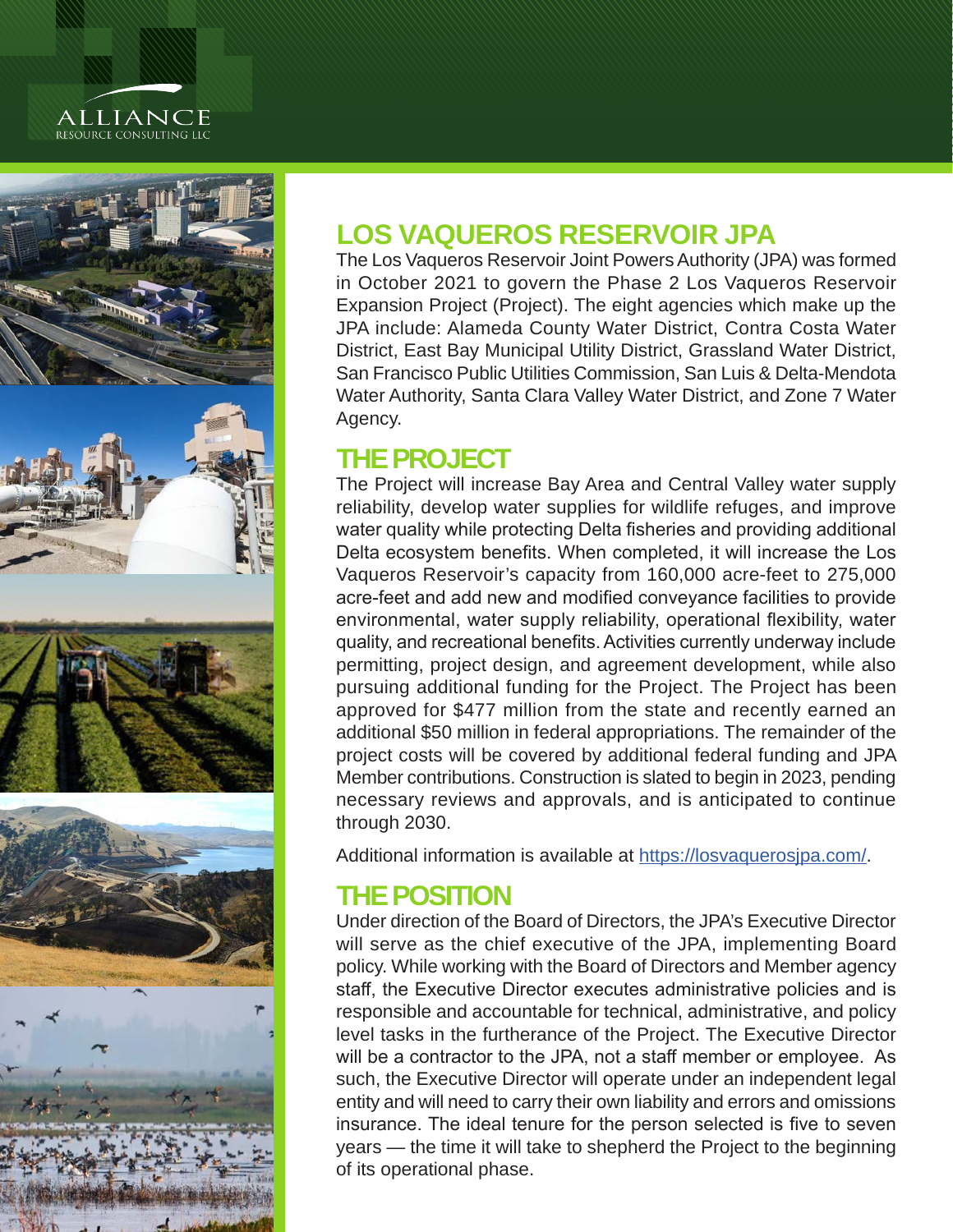## LOS VAQUEROS RESERVOIR JPA

The Los Vaqueros Reservoir Joint Powers Authority (JPA) was formed in October 2021 to govern the Phase 2 Los Vaqueros Reservoir Expansion Project (Project). The eight agencies which make up the JPA include: Alameda County Water District, Contra Costa Water District, East Bay Municipal Utility District, Grassland Water District, San Francisco Public Utilities Commission, San Luis & Delta-Mendota Water Authority, Santa Clara Valley Water District, and Zone 7 Water Agency.

## THE PROJECT

The Project will increase Bay Area and Central Valley water supply reliability, develop water supplies for wildlife refuges, and improve water quality while protecting Delta fisheries and providing additional Delta ecosystem benefits. When completed, it will increase the Los Vaqueros Reservoir's capacity from 160,000 acre-feet to 275,000 acre-feet and add new and modified conveyance facilities to provide environmental, water supply reliability, operational flexibility, water quality, and recreational benefits. Activities currently underway include permitting, project design, and agreement development, while also pursuing additional funding for the Project. The Project has been approved for $477 million from the state and recently earned an additional $50 million in federal appropriations. The remainder of the project costs will be covered by additional federal funding and JPA Member contributions. Construction is slated to begin in 2023, pending necessary reviews and approvals, and is anticipated to continue through 2030.

Additional information is available at [https://losvaquerosjpa.com/](https://losvaquerosjpa.com/).

## THE POSITION

Under direction of the Board of Directors, the JPA's Executive Director will serve as the chief executive of the JPA, implementing Board policy. While working with the Board of Directors and Member agency staff, the Executive Director executes administrative policies and is responsible and accountable for technical, administrative, and policy level tasks in the furtherance of the Project. The Executive Director will be a contractor to the JPA, not a staff member or employee. As such, the Executive Director will operate under an independent legal entity and will need to carry their own liability and errors and omissions insurance. The ideal tenure for the person selected is five to seven years — the time it will take to shepherd the Project to the beginning of its operational phase.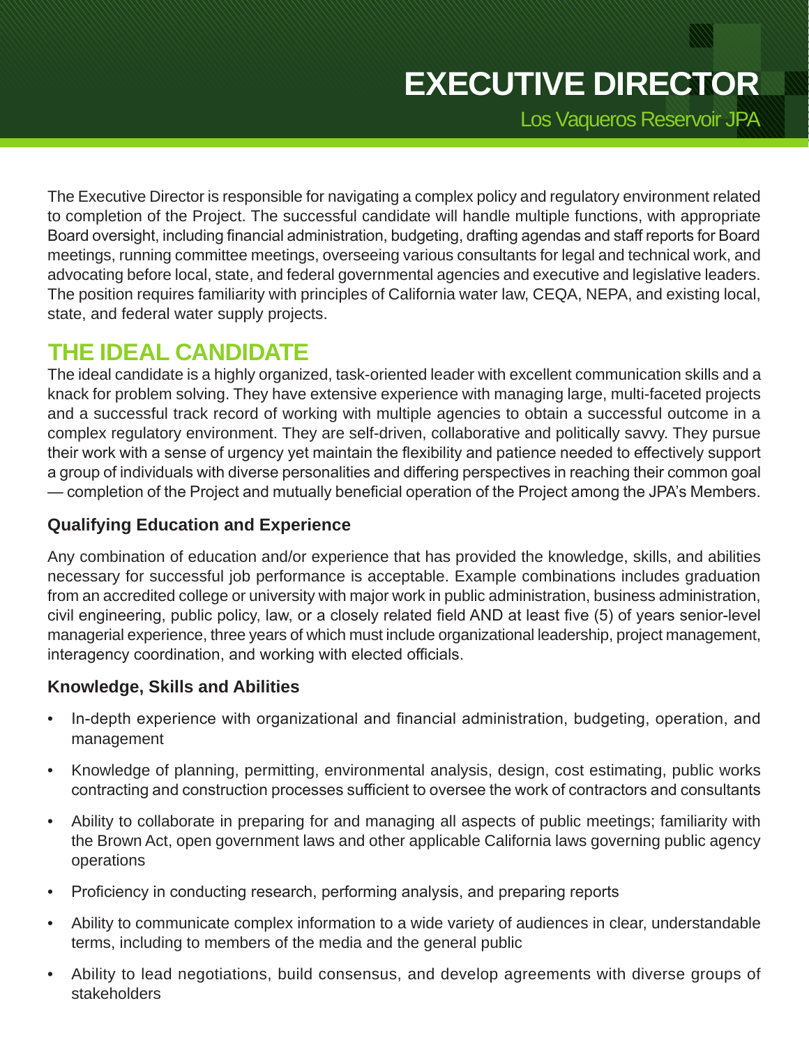# EXECUTIVE DIRECTOR

Los Vaqueros Reservoir JPA

The Executive Director is responsible for navigating a complex policy and regulatory environment related to completion of the Project. The successful candidate will handle multiple functions, with appropriate Board oversight, including financial administration, budgeting, drafting agendas and staff reports for Board meetings, running committee meetings, overseeing various consultants for legal and technical work, and advocating before local, state, and federal governmental agencies and executive and legislative leaders. The position requires familiarity with principles of California water law, CEQA, NEPA, and existing local, state, and federal water supply projects.

## THE IDEAL CANDIDATE

The ideal candidate is a highly organized, task-oriented leader with excellent communication skills and a knack for problem solving. They have extensive experience with managing large, multi-faceted projects and a successful track record of working with multiple agencies to obtain a successful outcome in a complex regulatory environment. They are self-driven, collaborative and politically savvy. They pursue their work with a sense of urgency yet maintain the flexibility and patience needed to effectively support a group of individuals with diverse personalities and differing perspectives in reaching their common goal — completion of the Project and mutually beneficial operation of the Project among the JPA's Members.

### Qualifying Education and Experience

Any combination of education and/or experience that has provided the knowledge, skills, and abilities necessary for successful job performance is acceptable. Example combinations includes graduation from an accredited college or university with major work in public administration, business administration, civil engineering, public policy, law, or a closely related field AND at least five (5) of years senior-level managerial experience, three years of which must include organizational leadership, project management, interagency coordination, and working with elected officials.

### Knowledge, Skills and Abilities

- In-depth experience with organizational and financial administration, budgeting, operation, and management
- Knowledge of planning, permitting, environmental analysis, design, cost estimating, public works contracting and construction processes sufficient to oversee the work of contractors and consultants
- Ability to collaborate in preparing for and managing all aspects of public meetings; familiarity with the Brown Act, open government laws and other applicable California laws governing public agency operations
- Proficiency in conducting research, performing analysis, and preparing reports
- Ability to communicate complex information to a wide variety of audiences in clear, understandable terms, including to members of the media and the general public
- Ability to lead negotiations, build consensus, and develop agreements with diverse groups of stakeholders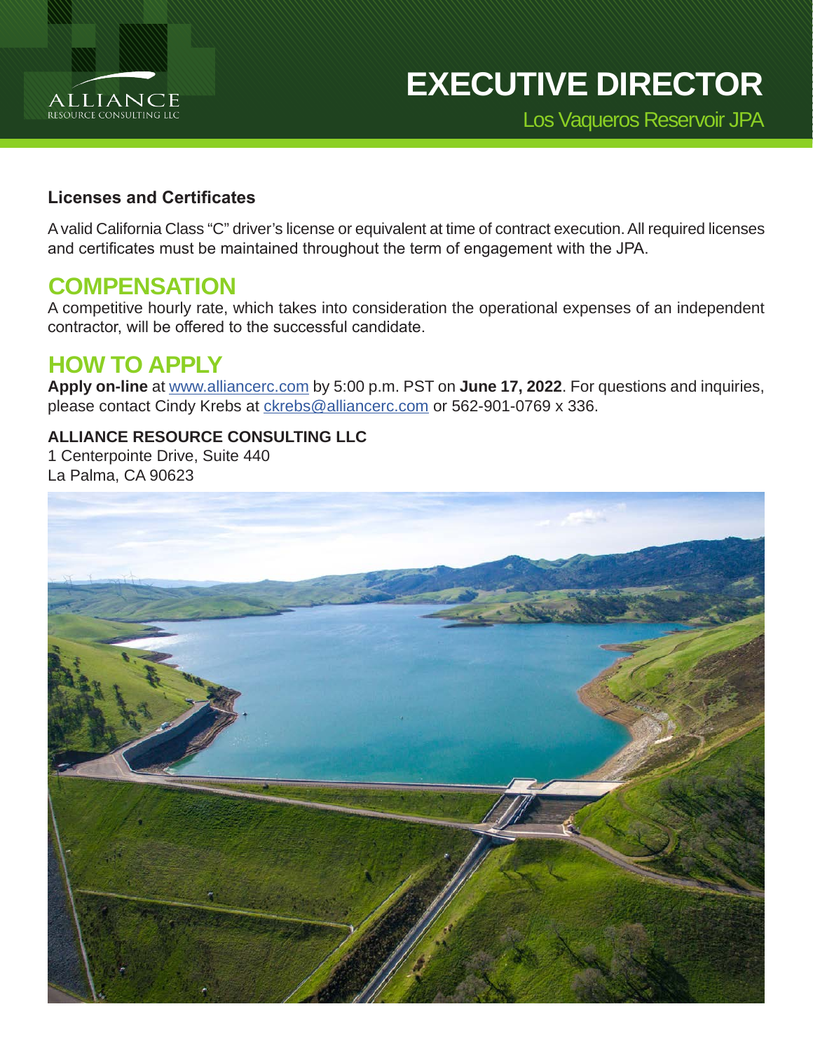# EXECUTIVE DIRECTOR

Los Vaqueros Reservoir JPA

### Licenses and Certificates

A valid California Class "C" driver's license or equivalent at time of contract execution. All required licenses and certificates must be maintained throughout the term of engagement with the JPA.

## COMPENSATION

A competitive hourly rate, which takes into consideration the operational expenses of an independent contractor, will be offered to the successful candidate.

## HOW TO APPLY

**Apply on-line** at www.alliancerc.com by 5:00 p.m. PST on **June 17, 2022**. For questions and inquiries, please contact Cindy Krebs at ckrebs@alliancerc.com or 562-901-0769 x 336.

**ALLIANCE RESOURCE CONSULTING LLC**
1 Centerpointe Drive, Suite 440
La Palma, CA 90623